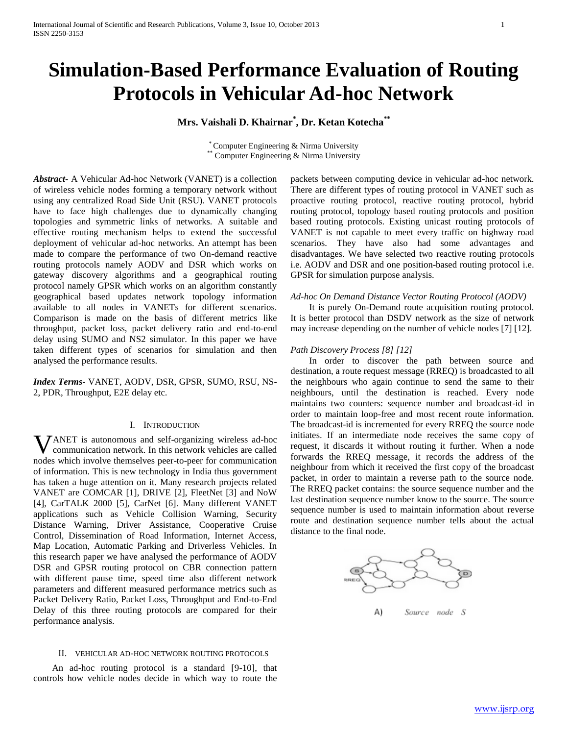# Simulation-Based Performance Evaluation of Routing Protocols in Vehicular Ad-hoc Network

**Mrs. Vaishali D. Khairnar*, Dr. Ketan Kotecha****

\* Computer Engineering & Nirma University
\*\* Computer Engineering & Nirma University

***Abstract***- A Vehicular Ad-hoc Network (VANET) is a collection of wireless vehicle nodes forming a temporary network without using any centralized Road Side Unit (RSU). VANET protocols have to face high challenges due to dynamically changing topologies and symmetric links of networks. A suitable and effective routing mechanism helps to extend the successful deployment of vehicular ad-hoc networks. An attempt has been made to compare the performance of two On-demand reactive routing protocols namely AODV and DSR which works on gateway discovery algorithms and a geographical routing protocol namely GPSR which works on an algorithm constantly geographical based updates network topology information available to all nodes in VANETs for different scenarios. Comparison is made on the basis of different metrics like throughput, packet loss, packet delivery ratio and end-to-end delay using SUMO and NS2 simulator. In this paper we have taken different types of scenarios for simulation and then analysed the performance results.

***Index Terms***- VANET, AODV, DSR, GPSR, SUMO, RSU, NS-2, PDR, Throughput, E2E delay etc.

## I. Introduction

VANET is autonomous and self-organizing wireless ad-hoc communication network. In this network vehicles are called nodes which involve themselves peer-to-peer for communication of information. This is new technology in India thus government has taken a huge attention on it. Many research projects related VANET are COMCAR [1], DRIVE [2], FleetNet [3] and NoW [4], CarTALK 2000 [5], CarNet [6]. Many different VANET applications such as Vehicle Collision Warning, Security Distance Warning, Driver Assistance, Cooperative Cruise Control, Dissemination of Road Information, Internet Access, Map Location, Automatic Parking and Driverless Vehicles. In this research paper we have analysed the performance of AODV DSR and GPSR routing protocol on CBR connection pattern with different pause time, speed time also different network parameters and different measured performance metrics such as Packet Delivery Ratio, Packet Loss, Throughput and End-to-End Delay of this three routing protocols are compared for their performance analysis.

## II. Vehicular Ad-hoc Network Routing Protocols

An ad-hoc routing protocol is a standard [9-10], that controls how vehicle nodes decide in which way to route the packets between computing device in vehicular ad-hoc network. There are different types of routing protocol in VANET such as proactive routing protocol, reactive routing protocol, hybrid routing protocol, topology based routing protocols and position based routing protocols. Existing unicast routing protocols of VANET is not capable to meet every traffic on highway road scenarios. They have also had some advantages and disadvantages. We have selected two reactive routing protocols i.e. AODV and DSR and one position-based routing protocol i.e. GPSR for simulation purpose analysis.

*Ad-hoc On Demand Distance Vector Routing Protocol (AODV)*

It is purely On-Demand route acquisition routing protocol. It is better protocol than DSDV network as the size of network may increase depending on the number of vehicle nodes [7] [12].

*Path Discovery Process [8] [12]*

In order to discover the path between source and destination, a route request message (RREQ) is broadcasted to all the neighbours who again continue to send the same to their neighbours, until the destination is reached. Every node maintains two counters: sequence number and broadcast-id in order to maintain loop-free and most recent route information. The broadcast-id is incremented for every RREQ the source node initiates. If an intermediate node receives the same copy of request, it discards it without routing it further. When a node forwards the RREQ message, it records the address of the neighbour from which it received the first copy of the broadcast packet, in order to maintain a reverse path to the source node. The RREQ packet contains: the source sequence number and the last destination sequence number know to the source. The source sequence number is used to maintain information about reverse route and destination sequence number tells about the actual distance to the final node.

A) *Source node S*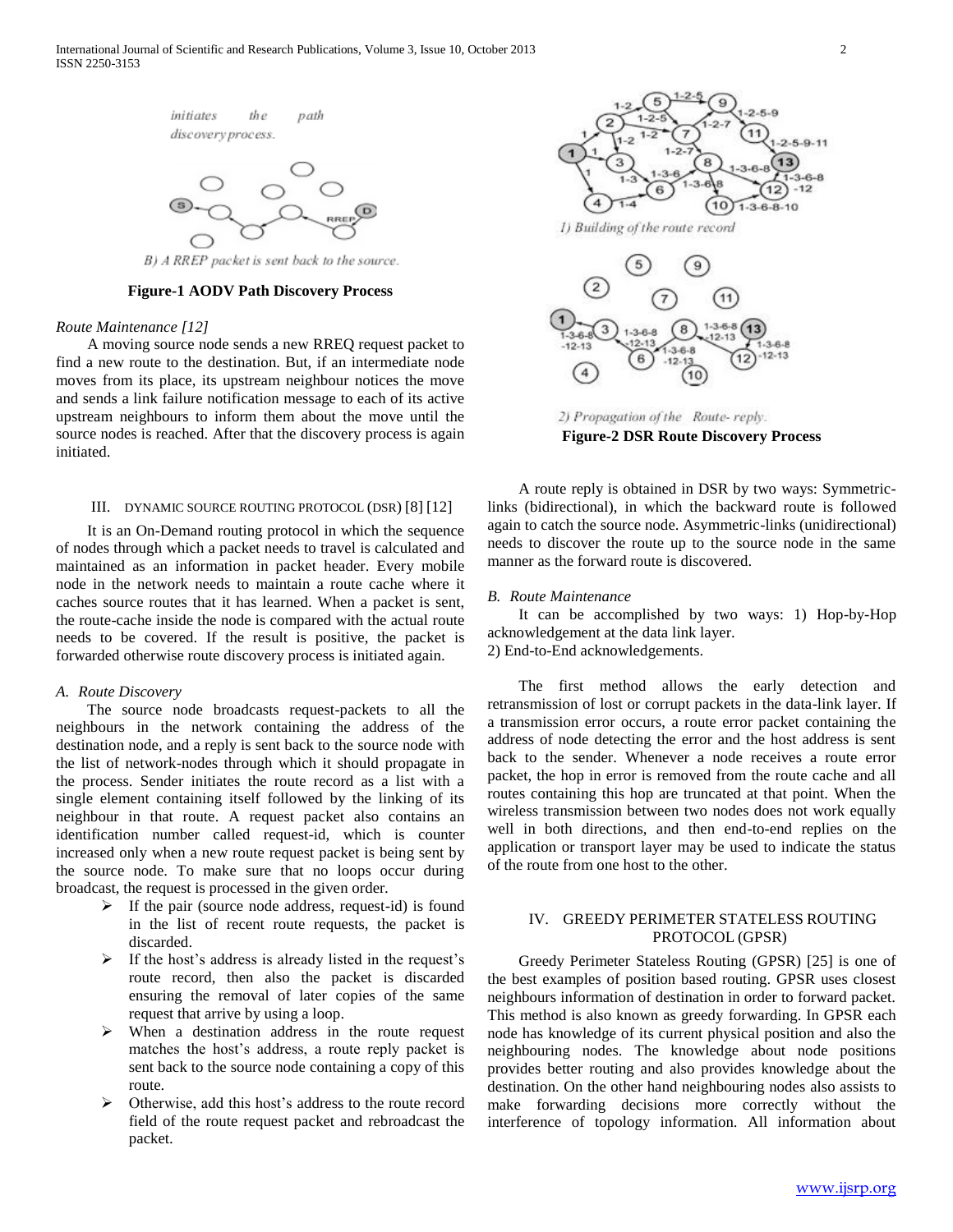*initiates the path discovery process.*

*B) A RREP packet is sent back to the source.*

**Figure-1 AODV Path Discovery Process**

*Route Maintenance [12]*

A moving source node sends a new RREQ request packet to find a new route to the destination. But, if an intermediate node moves from its place, its upstream neighbour notices the move and sends a link failure notification message to each of its active upstream neighbours to inform them about the move until the source nodes is reached. After that the discovery process is again initiated.

## III. DYNAMIC SOURCE ROUTING PROTOCOL (DSR) [8] [12]

It is an On-Demand routing protocol in which the sequence of nodes through which a packet needs to travel is calculated and maintained as an information in packet header. Every mobile node in the network needs to maintain a route cache where it caches source routes that it has learned. When a packet is sent, the route-cache inside the node is compared with the actual route needs to be covered. If the result is positive, the packet is forwarded otherwise route discovery process is initiated again.

### A. Route Discovery

The source node broadcasts request-packets to all the neighbours in the network containing the address of the destination node, and a reply is sent back to the source node with the list of network-nodes through which it should propagate in the process. Sender initiates the route record as a list with a single element containing itself followed by the linking of its neighbour in that route. A request packet also contains an identification number called request-id, which is counter increased only when a new route request packet is being sent by the source node. To make sure that no loops occur during broadcast, the request is processed in the given order.

- If the pair (source node address, request-id) is found in the list of recent route requests, the packet is discarded.
- If the host's address is already listed in the request's route record, then also the packet is discarded ensuring the removal of later copies of the same request that arrive by using a loop.
- When a destination address in the route request matches the host's address, a route reply packet is sent back to the source node containing a copy of this route.
- Otherwise, add this host's address to the route record field of the route request packet and rebroadcast the packet.

*1) Building of the route record*

*2) Propagation of the Route- reply.*

**Figure-2 DSR Route Discovery Process**

A route reply is obtained in DSR by two ways: Symmetric-links (bidirectional), in which the backward route is followed again to catch the source node. Asymmetric-links (unidirectional) needs to discover the route up to the source node in the same manner as the forward route is discovered.

### B. Route Maintenance

It can be accomplished by two ways: 1) Hop-by-Hop acknowledgement at the data link layer.
2) End-to-End acknowledgements.

The first method allows the early detection and retransmission of lost or corrupt packets in the data-link layer. If a transmission error occurs, a route error packet containing the address of node detecting the error and the host address is sent back to the sender. Whenever a node receives a route error packet, the hop in error is removed from the route cache and all routes containing this hop are truncated at that point. When the wireless transmission between two nodes does not work equally well in both directions, and then end-to-end replies on the application or transport layer may be used to indicate the status of the route from one host to the other.

## IV. GREEDY PERIMETER STATELESS ROUTING PROTOCOL (GPSR)

Greedy Perimeter Stateless Routing (GPSR) [25] is one of the best examples of position based routing. GPSR uses closest neighbours information of destination in order to forward packet. This method is also known as greedy forwarding. In GPSR each node has knowledge of its current physical position and also the neighbouring nodes. The knowledge about node positions provides better routing and also provides knowledge about the destination. On the other hand neighbouring nodes also assists to make forwarding decisions more correctly without the interference of topology information. All information about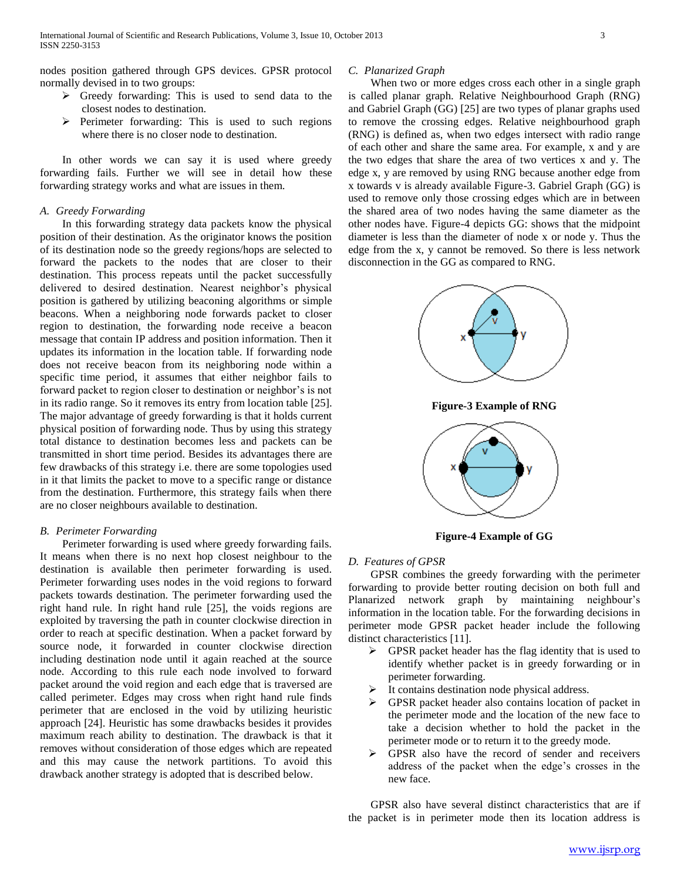nodes position gathered through GPS devices. GPSR protocol normally devised in to two groups:

- Greedy forwarding: This is used to send data to the closest nodes to destination.
- Perimeter forwarding: This is used to such regions where there is no closer node to destination.

In other words we can say it is used where greedy forwarding fails. Further we will see in detail how these forwarding strategy works and what are issues in them.

### *A. Greedy Forwarding*

In this forwarding strategy data packets know the physical position of their destination. As the originator knows the position of its destination node so the greedy regions/hops are selected to forward the packets to the nodes that are closer to their destination. This process repeats until the packet successfully delivered to desired destination. Nearest neighbor's physical position is gathered by utilizing beaconing algorithms or simple beacons. When a neighboring node forwards packet to closer region to destination, the forwarding node receive a beacon message that contain IP address and position information. Then it updates its information in the location table. If forwarding node does not receive beacon from its neighboring node within a specific time period, it assumes that either neighbor fails to forward packet to region closer to destination or neighbor's is not in its radio range. So it removes its entry from location table [25]. The major advantage of greedy forwarding is that it holds current physical position of forwarding node. Thus by using this strategy total distance to destination becomes less and packets can be transmitted in short time period. Besides its advantages there are few drawbacks of this strategy i.e. there are some topologies used in it that limits the packet to move to a specific range or distance from the destination. Furthermore, this strategy fails when there are no closer neighbours available to destination.

### *B. Perimeter Forwarding*

Perimeter forwarding is used where greedy forwarding fails. It means when there is no next hop closest neighbour to the destination is available then perimeter forwarding is used. Perimeter forwarding uses nodes in the void regions to forward packets towards destination. The perimeter forwarding used the right hand rule. In right hand rule [25], the voids regions are exploited by traversing the path in counter clockwise direction in order to reach at specific destination. When a packet forward by source node, it forwarded in counter clockwise direction including destination node until it again reached at the source node. According to this rule each node involved to forward packet around the void region and each edge that is traversed are called perimeter. Edges may cross when right hand rule finds perimeter that are enclosed in the void by utilizing heuristic approach [24]. Heuristic has some drawbacks besides it provides maximum reach ability to destination. The drawback is that it removes without consideration of those edges which are repeated and this may cause the network partitions. To avoid this drawback another strategy is adopted that is described below.

### *C. Planarized Graph*

When two or more edges cross each other in a single graph is called planar graph. Relative Neighbourhood Graph (RNG) and Gabriel Graph (GG) [25] are two types of planar graphs used to remove the crossing edges. Relative neighbourhood graph (RNG) is defined as, when two edges intersect with radio range of each other and share the same area. For example, x and y are the two edges that share the area of two vertices x and y. The edge x, y are removed by using RNG because another edge from x towards v is already available Figure-3. Gabriel Graph (GG) is used to remove only those crossing edges which are in between the shared area of two nodes having the same diameter as the other nodes have. Figure-4 depicts GG: shows that the midpoint diameter is less than the diameter of node x or node y. Thus the edge from the x, y cannot be removed. So there is less network disconnection in the GG as compared to RNG.

**Figure-3 Example of RNG**

**Figure-4 Example of GG**

### *D. Features of GPSR*

GPSR combines the greedy forwarding with the perimeter forwarding to provide better routing decision on both full and Planarized network graph by maintaining neighbour's information in the location table. For the forwarding decisions in perimeter mode GPSR packet header include the following distinct characteristics [11].

- GPSR packet header has the flag identity that is used to identify whether packet is in greedy forwarding or in perimeter forwarding.
- It contains destination node physical address.
- GPSR packet header also contains location of packet in the perimeter mode and the location of the new face to take a decision whether to hold the packet in the perimeter mode or to return it to the greedy mode.
- GPSR also have the record of sender and receivers address of the packet when the edge's crosses in the new face.

GPSR also have several distinct characteristics that are if the packet is in perimeter mode then its location address is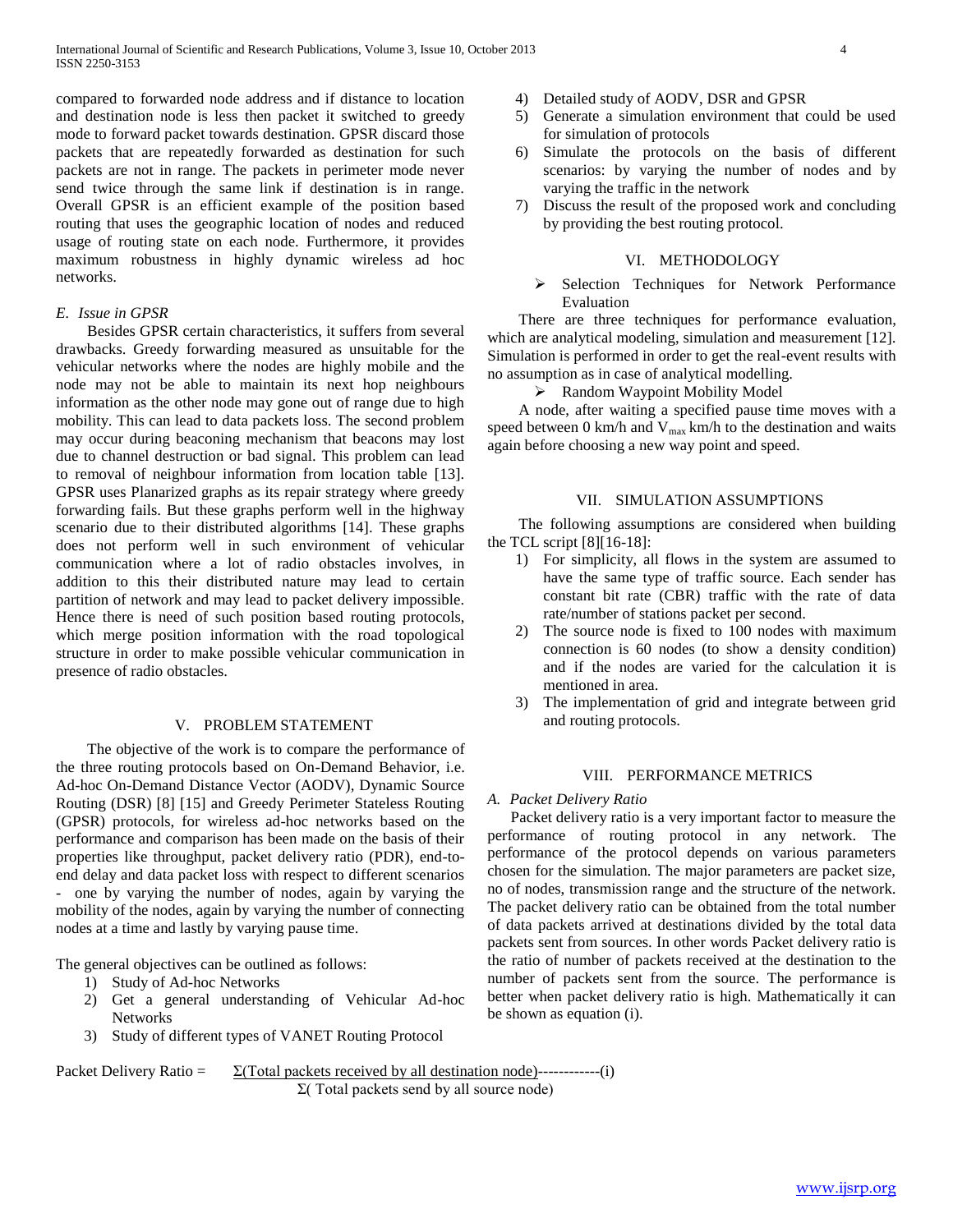compared to forwarded node address and if distance to location and destination node is less then packet it switched to greedy mode to forward packet towards destination. GPSR discard those packets that are repeatedly forwarded as destination for such packets are not in range. The packets in perimeter mode never send twice through the same link if destination is in range. Overall GPSR is an efficient example of the position based routing that uses the geographic location of nodes and reduced usage of routing state on each node. Furthermore, it provides maximum robustness in highly dynamic wireless ad hoc networks.

### *E. Issue in GPSR*

Besides GPSR certain characteristics, it suffers from several drawbacks. Greedy forwarding measured as unsuitable for the vehicular networks where the nodes are highly mobile and the node may not be able to maintain its next hop neighbours information as the other node may gone out of range due to high mobility. This can lead to data packets loss. The second problem may occur during beaconing mechanism that beacons may lost due to channel destruction or bad signal. This problem can lead to removal of neighbour information from location table [13]. GPSR uses Planarized graphs as its repair strategy where greedy forwarding fails. But these graphs perform well in the highway scenario due to their distributed algorithms [14]. These graphs does not perform well in such environment of vehicular communication where a lot of radio obstacles involves, in addition to this their distributed nature may lead to certain partition of network and may lead to packet delivery impossible. Hence there is need of such position based routing protocols, which merge position information with the road topological structure in order to make possible vehicular communication in presence of radio obstacles.

## V. PROBLEM STATEMENT

The objective of the work is to compare the performance of the three routing protocols based on On-Demand Behavior, i.e. Ad-hoc On-Demand Distance Vector (AODV), Dynamic Source Routing (DSR) [8] [15] and Greedy Perimeter Stateless Routing (GPSR) protocols, for wireless ad-hoc networks based on the performance and comparison has been made on the basis of their properties like throughput, packet delivery ratio (PDR), end-to-end delay and data packet loss with respect to different scenarios - one by varying the number of nodes, again by varying the mobility of the nodes, again by varying the number of connecting nodes at a time and lastly by varying pause time.

The general objectives can be outlined as follows:

1) Study of Ad-hoc Networks
2) Get a general understanding of Vehicular Ad-hoc Networks
3) Study of different types of VANET Routing Protocol
4) Detailed study of AODV, DSR and GPSR
5) Generate a simulation environment that could be used for simulation of protocols
6) Simulate the protocols on the basis of different scenarios: by varying the number of nodes and by varying the traffic in the network
7) Discuss the result of the proposed work and concluding by providing the best routing protocol.

## VI. METHODOLOGY

- Selection Techniques for Network Performance Evaluation

There are three techniques for performance evaluation, which are analytical modeling, simulation and measurement [12]. Simulation is performed in order to get the real-event results with no assumption as in case of analytical modelling.

- Random Waypoint Mobility Model

A node, after waiting a specified pause time moves with a speed between 0 km/h and $V_{max}$ km/h to the destination and waits again before choosing a new way point and speed.

## VII. SIMULATION ASSUMPTIONS

The following assumptions are considered when building the TCL script [8][16-18]:

1) For simplicity, all flows in the system are assumed to have the same type of traffic source. Each sender has constant bit rate (CBR) traffic with the rate of data rate/number of stations packet per second.
2) The source node is fixed to 100 nodes with maximum connection is 60 nodes (to show a density condition) and if the nodes are varied for the calculation it is mentioned in area.
3) The implementation of grid and integrate between grid and routing protocols.

## VIII. PERFORMANCE METRICS

### *A. Packet Delivery Ratio*

Packet delivery ratio is a very important factor to measure the performance of routing protocol in any network. The performance of the protocol depends on various parameters chosen for the simulation. The major parameters are packet size, no of nodes, transmission range and the structure of the network. The packet delivery ratio can be obtained from the total number of data packets arrived at destinations divided by the total data packets sent from sources. In other words Packet delivery ratio is the ratio of number of packets received at the destination to the number of packets sent from the source. The performance is better when packet delivery ratio is high. Mathematically it can be shown as equation (i).

$$\text{Packet Delivery Ratio} = \frac{\Sigma(\text{Total packets received by all destination node})}{\Sigma(\text{ Total packets send by all source node})} \quad \text{------------(i)}$$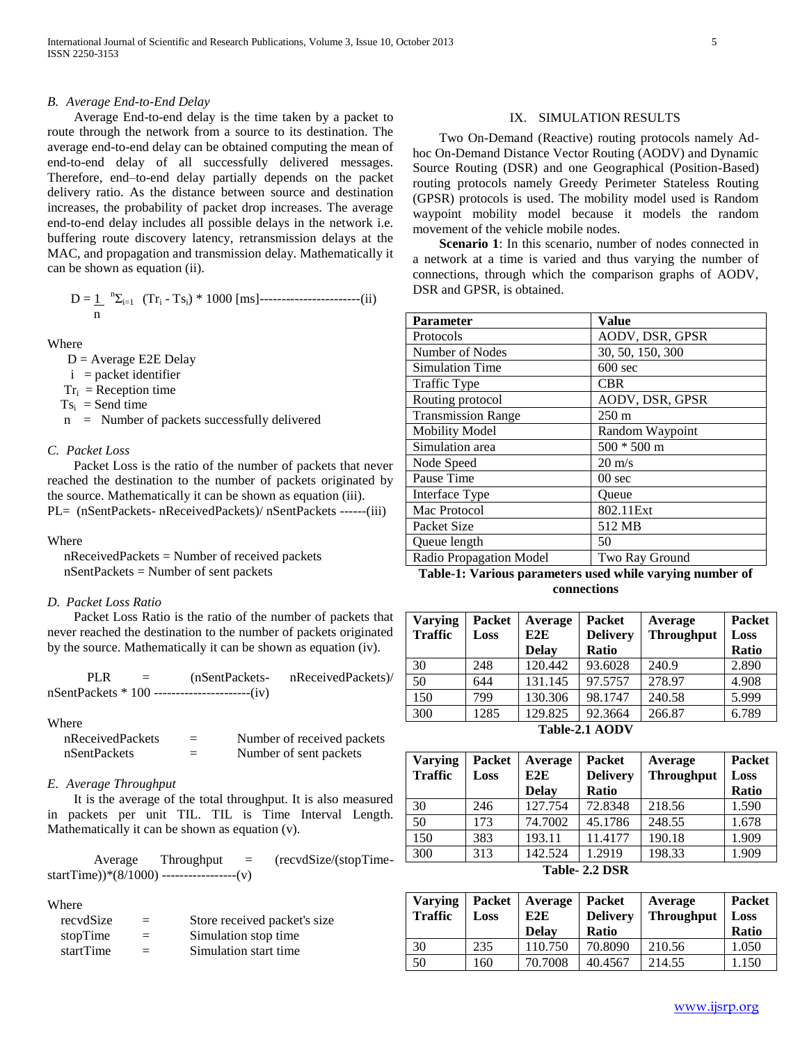### B. Average End-to-End Delay

Average End-to-end delay is the time taken by a packet to route through the network from a source to its destination. The average end-to-end delay can be obtained computing the mean of end-to-end delay of all successfully delivered messages. Therefore, end–to-end delay partially depends on the packet delivery ratio. As the distance between source and destination increases, the probability of packet drop increases. The average end-to-end delay includes all possible delays in the network i.e. buffering route discovery latency, retransmission delays at the MAC, and propagation and transmission delay. Mathematically it can be shown as equation (ii).

$$D = \frac{1}{n} \sum_{i=1}^{n} (Tr_i - Ts_i) * 1000 \text{ [ms]} \text{-----------------------(ii)}$$

Where

$D$ = Average E2E Delay
$i$ = packet identifier
$Tr_i$ = Reception time
$Ts_i$ = Send time
$n$ = Number of packets successfully delivered

### C. Packet Loss

Packet Loss is the ratio of the number of packets that never reached the destination to the number of packets originated by the source. Mathematically it can be shown as equation (iii).

PL= (nSentPackets- nReceivedPackets)/ nSentPackets ------(iii)

Where

nReceivedPackets = Number of received packets
nSentPackets = Number of sent packets

### D. Packet Loss Ratio

Packet Loss Ratio is the ratio of the number of packets that never reached the destination to the number of packets originated by the source. Mathematically it can be shown as equation (iv).

PLR = (nSentPackets- nReceivedPackets)/ nSentPackets * 100 ----------------------(iv)

Where

nReceivedPackets = Number of received packets
nSentPackets = Number of sent packets

### E. Average Throughput

It is the average of the total throughput. It is also measured in packets per unit TIL. TIL is Time Interval Length. Mathematically it can be shown as equation (v).

Average Throughput = (recvdSize/(stopTime-startTime))*(8/1000) -----------------(v)

Where

recvdSize = Store received packet's size
stopTime = Simulation stop time
startTime = Simulation start time

## IX. SIMULATION RESULTS

Two On-Demand (Reactive) routing protocols namely Ad-hoc On-Demand Distance Vector Routing (AODV) and Dynamic Source Routing (DSR) and one Geographical (Position-Based) routing protocols namely Greedy Perimeter Stateless Routing (GPSR) protocols is used. The mobility model used is Random waypoint mobility model because it models the random movement of the vehicle mobile nodes.

**Scenario 1**: In this scenario, number of nodes connected in a network at a time is varied and thus varying the number of connections, through which the comparison graphs of AODV, DSR and GPSR, is obtained.

| Parameter | Value |
|---|---|
| Protocols | AODV, DSR, GPSR |
| Number of Nodes | 30, 50, 150, 300 |
| Simulation Time | 600 sec |
| Traffic Type | CBR |
| Routing protocol | AODV, DSR, GPSR |
| Transmission Range | 250 m |
| Mobility Model | Random Waypoint |
| Simulation area | 500 * 500 m |
| Node Speed | 20 m/s |
| Pause Time | 00 sec |
| Interface Type | Queue |
| Mac Protocol | 802.11Ext |
| Packet Size | 512 MB |
| Queue length | 50 |
| Radio Propagation Model | Two Ray Ground |

**Table-1: Various parameters used while varying number of connections**

| Varying Traffic | Packet Loss | Average E2E Delay | Packet Delivery Ratio | Average Throughput | Packet Loss Ratio |
|---|---|---|---|---|---|
| 30 | 248 | 120.442 | 93.6028 | 240.9 | 2.890 |
| 50 | 644 | 131.145 | 97.5757 | 278.97 | 4.908 |
| 150 | 799 | 130.306 | 98.1747 | 240.58 | 5.999 |
| 300 | 1285 | 129.825 | 92.3664 | 266.87 | 6.789 |

**Table-2.1 AODV**

| Varying Traffic | Packet Loss | Average E2E Delay | Packet Delivery Ratio | Average Throughput | Packet Loss Ratio |
|---|---|---|---|---|---|
| 30 | 246 | 127.754 | 72.8348 | 218.56 | 1.590 |
| 50 | 173 | 74.7002 | 45.1786 | 248.55 | 1.678 |
| 150 | 383 | 193.11 | 11.4177 | 190.18 | 1.909 |
| 300 | 313 | 142.524 | 1.2919 | 198.33 | 1.909 |

**Table- 2.2 DSR**

| Varying Traffic | Packet Loss | Average E2E Delay | Packet Delivery Ratio | Average Throughput | Packet Loss Ratio |
|---|---|---|---|---|---|
| 30 | 235 | 110.750 | 70.8090 | 210.56 | 1.050 |
| 50 | 160 | 70.7008 | 40.4567 | 214.55 | 1.150 |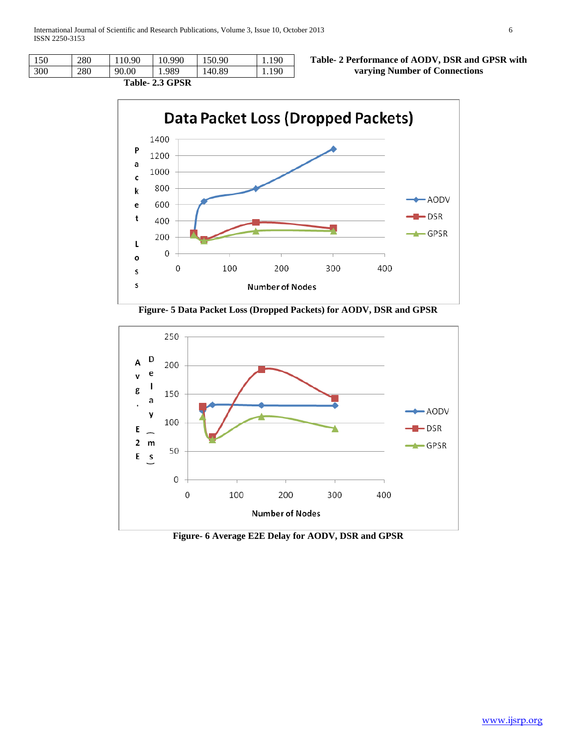| 150 | 280 | 110.90 | 10.990 | 150.90 | 1.190 |
|---|---|---|---|---|---|
| 300 | 280 | 90.00 | 1.989 | 140.89 | 1.190 |

**Table- 2.3 GPSR**

**Table- 2 Performance of AODV, DSR and GPSR with varying Number of Connections**

**Figure- 5 Data Packet Loss (Dropped Packets) for AODV, DSR and GPSR**

**Figure- 6 Average E2E Delay for AODV, DSR and GPSR**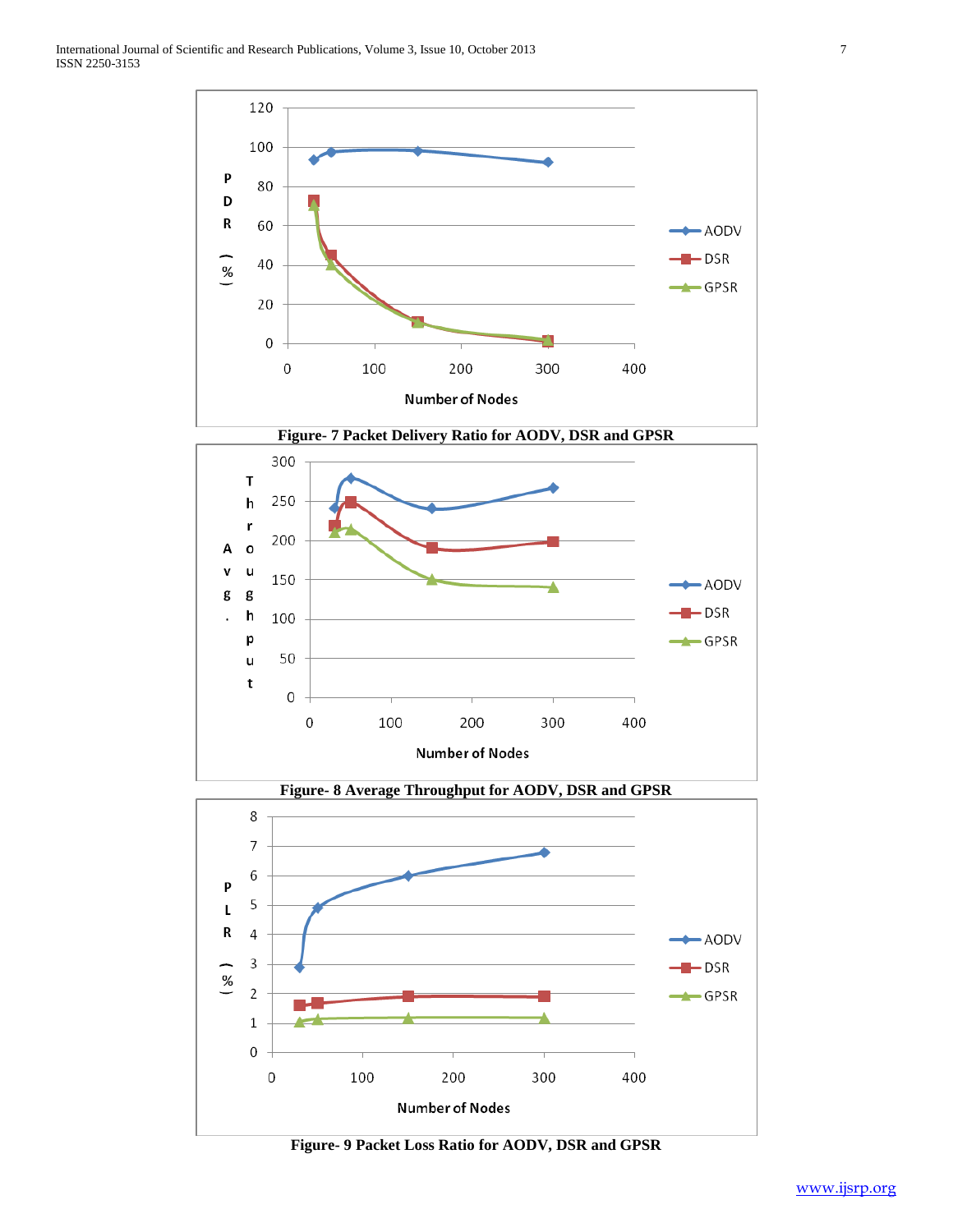Figure- 7 Packet Delivery Ratio for AODV, DSR and GPSR

Figure- 8 Average Throughput for AODV, DSR and GPSR

Figure- 9 Packet Loss Ratio for AODV, DSR and GPSR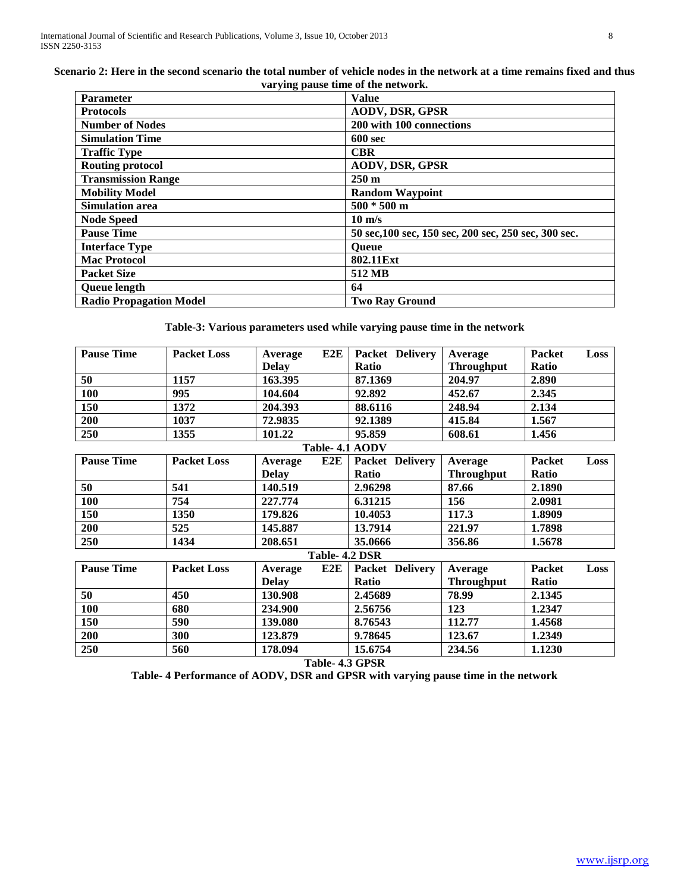**Scenario 2: Here in the second scenario the total number of vehicle nodes in the network at a time remains fixed and thus varying pause time of the network.**

| Parameter | Value |
|---|---|
| Protocols | AODV, DSR, GPSR |
| Number of Nodes | 200 with 100 connections |
| Simulation Time | 600 sec |
| Traffic Type | CBR |
| Routing protocol | AODV, DSR, GPSR |
| Transmission Range | 250 m |
| Mobility Model | Random Waypoint |
| Simulation area | 500 * 500 m |
| Node Speed | 10 m/s |
| Pause Time | 50 sec,100 sec, 150 sec, 200 sec, 250 sec, 300 sec. |
| Interface Type | Queue |
| Mac Protocol | 802.11Ext |
| Packet Size | 512 MB |
| Queue length | 64 |
| Radio Propagation Model | Two Ray Ground |

**Table-3: Various parameters used while varying pause time in the network**

| Pause Time | Packet Loss | Average E2E Delay | Packet Delivery Ratio | Average Throughput | Packet Loss Ratio |
|---|---|---|---|---|---|
| 50 | 1157 | 163.395 | 87.1369 | 204.97 | 2.890 |
| 100 | 995 | 104.604 | 92.892 | 452.67 | 2.345 |
| 150 | 1372 | 204.393 | 88.6116 | 248.94 | 2.134 |
| 200 | 1037 | 72.9835 | 92.1389 | 415.84 | 1.567 |
| 250 | 1355 | 101.22 | 95.859 | 608.61 | 1.456 |

**Table- 4.1 AODV**

| Pause Time | Packet Loss | Average E2E Delay | Packet Delivery Ratio | Average Throughput | Packet Loss Ratio |
|---|---|---|---|---|---|
| 50 | 541 | 140.519 | 2.96298 | 87.66 | 2.1890 |
| 100 | 754 | 227.774 | 6.31215 | 156 | 2.0981 |
| 150 | 1350 | 179.826 | 10.4053 | 117.3 | 1.8909 |
| 200 | 525 | 145.887 | 13.7914 | 221.97 | 1.7898 |
| 250 | 1434 | 208.651 | 35.0666 | 356.86 | 1.5678 |

**Table- 4.2 DSR**

| Pause Time | Packet Loss | Average E2E Delay | Packet Delivery Ratio | Average Throughput | Packet Loss Ratio |
|---|---|---|---|---|---|
| 50 | 450 | 130.908 | 2.45689 | 78.99 | 2.1345 |
| 100 | 680 | 234.900 | 2.56756 | 123 | 1.2347 |
| 150 | 590 | 139.080 | 8.76543 | 112.77 | 1.4568 |
| 200 | 300 | 123.879 | 9.78645 | 123.67 | 1.2349 |
| 250 | 560 | 178.094 | 15.6754 | 234.56 | 1.1230 |

**Table- 4.3 GPSR**

**Table- 4 Performance of AODV, DSR and GPSR with varying pause time in the network**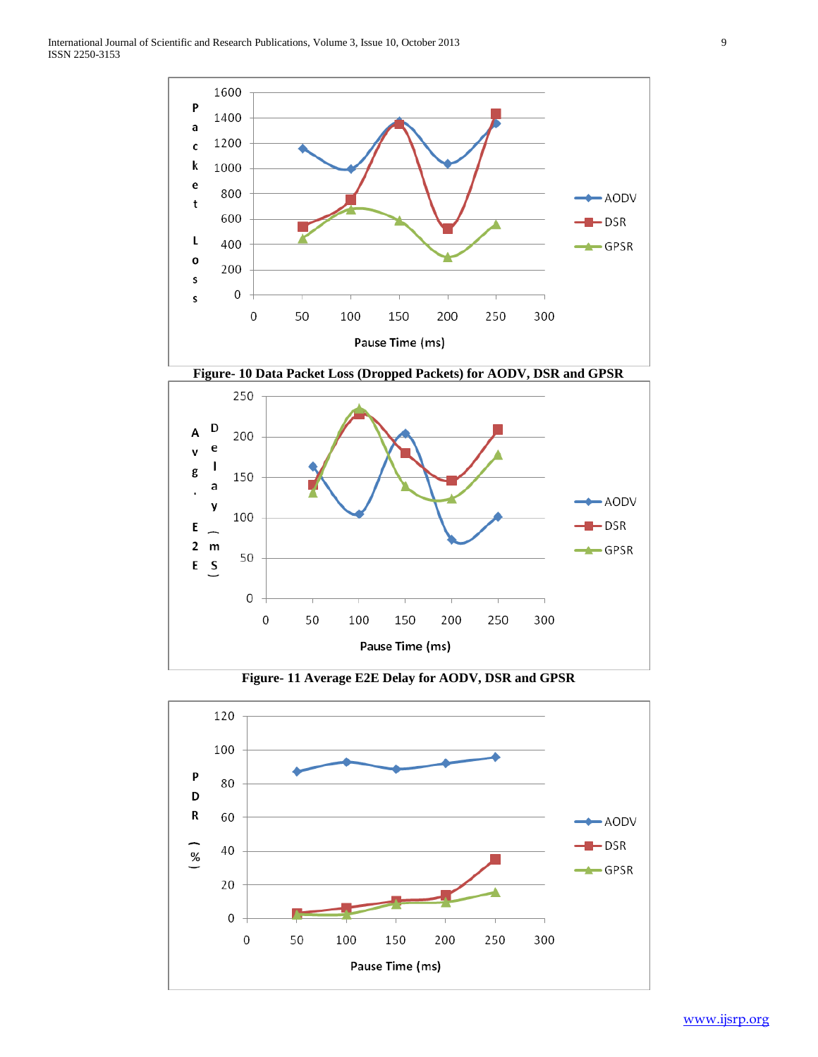Figure- 10 Data Packet Loss (Dropped Packets) for AODV, DSR and GPSR

Figure- 11 Average E2E Delay for AODV, DSR and GPSR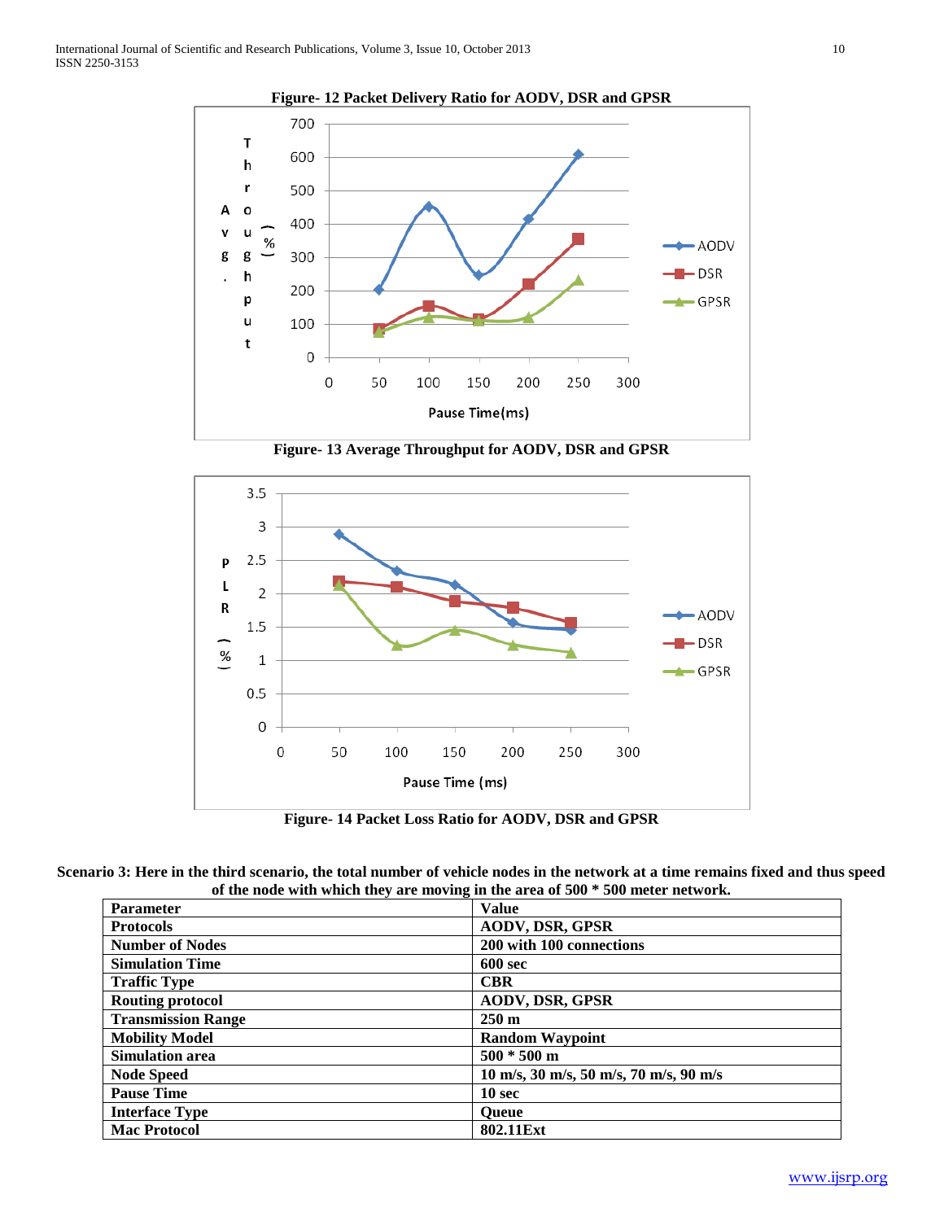**Figure- 12 Packet Delivery Ratio for AODV, DSR and GPSR**

**Figure- 13 Average Throughput for AODV, DSR and GPSR**

**Figure- 14 Packet Loss Ratio for AODV, DSR and GPSR**

**Scenario 3: Here in the third scenario, the total number of vehicle nodes in the network at a time remains fixed and thus speed of the node with which they are moving in the area of 500 * 500 meter network.**

| Parameter | Value |
|---|---|
| **Protocols** | **AODV, DSR, GPSR** |
| **Number of Nodes** | **200 with 100 connections** |
| **Simulation Time** | **600 sec** |
| **Traffic Type** | **CBR** |
| **Routing protocol** | **AODV, DSR, GPSR** |
| **Transmission Range** | **250 m** |
| **Mobility Model** | **Random Waypoint** |
| **Simulation area** | **500 * 500 m** |
| **Node Speed** | **10 m/s, 30 m/s, 50 m/s, 70 m/s, 90 m/s** |
| **Pause Time** | **10 sec** |
| **Interface Type** | **Queue** |
| **Mac Protocol** | **802.11Ext** |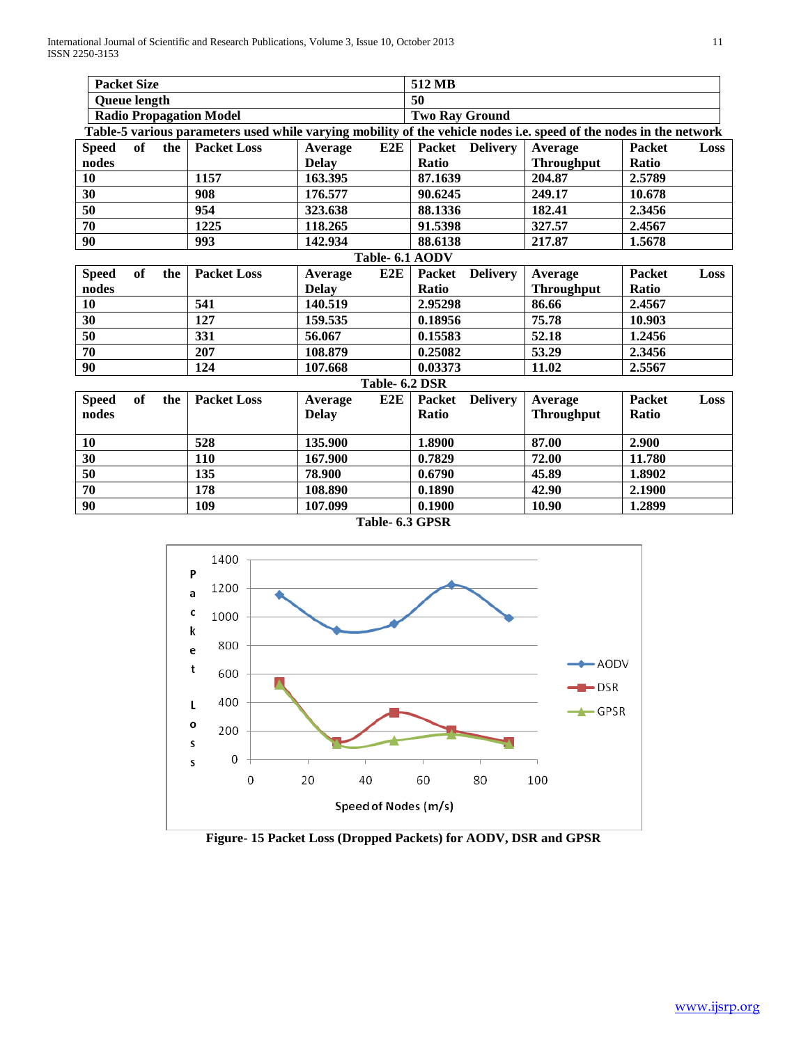| Packet Size | 512 MB |
|---|---|
| Queue length | 50 |
| Radio Propagation Model | Two Ray Ground |

**Table-5 various parameters used while varying mobility of the vehicle nodes i.e. speed of the nodes in the network**

| Speed of the nodes | Packet Loss | Average E2E Delay | Packet Delivery Ratio | Average Throughput | Packet Loss Ratio |
|---|---|---|---|---|---|
| 10 | 1157 | 163.395 | 87.1639 | 204.87 | 2.5789 |
| 30 | 908 | 176.577 | 90.6245 | 249.17 | 10.678 |
| 50 | 954 | 323.638 | 88.1336 | 182.41 | 2.3456 |
| 70 | 1225 | 118.265 | 91.5398 | 327.57 | 2.4567 |
| 90 | 993 | 142.934 | 88.6138 | 217.87 | 1.5678 |

**Table- 6.1 AODV**

| Speed of the nodes | Packet Loss | Average E2E Delay | Packet Delivery Ratio | Average Throughput | Packet Loss Ratio |
|---|---|---|---|---|---|
| 10 | 541 | 140.519 | 2.95298 | 86.66 | 2.4567 |
| 30 | 127 | 159.535 | 0.18956 | 75.78 | 10.903 |
| 50 | 331 | 56.067 | 0.15583 | 52.18 | 1.2456 |
| 70 | 207 | 108.879 | 0.25082 | 53.29 | 2.3456 |
| 90 | 124 | 107.668 | 0.03373 | 11.02 | 2.5567 |

**Table- 6.2 DSR**

| Speed of the nodes | Packet Loss | Average E2E Delay | Packet Delivery Ratio | Average Throughput | Packet Loss Ratio |
|---|---|---|---|---|---|
| 10 | 528 | 135.900 | 1.8900 | 87.00 | 2.900 |
| 30 | 110 | 167.900 | 0.7829 | 72.00 | 11.780 |
| 50 | 135 | 78.900 | 0.6790 | 45.89 | 1.8902 |
| 70 | 178 | 108.890 | 0.1890 | 42.90 | 2.1900 |
| 90 | 109 | 107.099 | 0.1900 | 10.90 | 1.2899 |

**Table- 6.3 GPSR**

**Figure- 15 Packet Loss (Dropped Packets) for AODV, DSR and GPSR**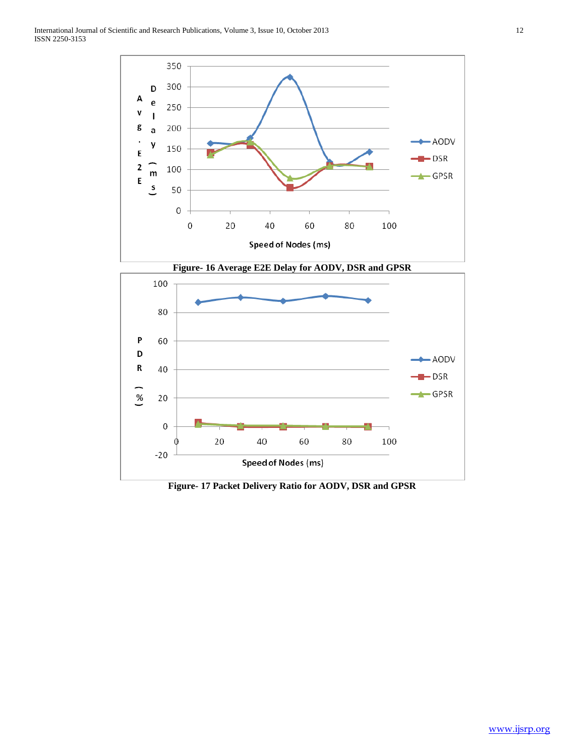Figure- 16 Average E2E Delay for AODV, DSR and GPSR

Figure- 17 Packet Delivery Ratio for AODV, DSR and GPSR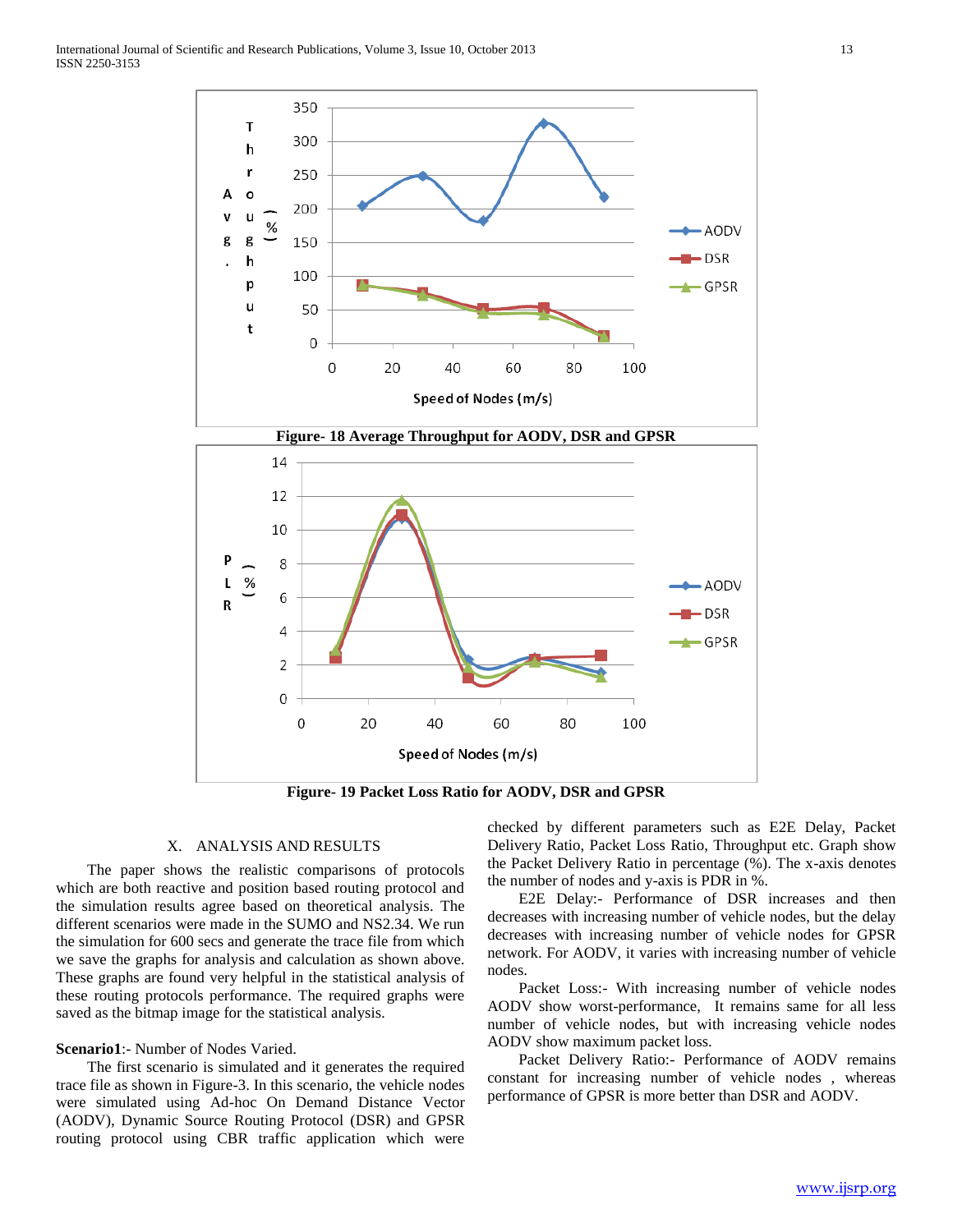Figure- 18 Average Throughput for AODV, DSR and GPSR

Figure- 19 Packet Loss Ratio for AODV, DSR and GPSR

## X. ANALYSIS AND RESULTS

The paper shows the realistic comparisons of protocols which are both reactive and position based routing protocol and the simulation results agree based on theoretical analysis. The different scenarios were made in the SUMO and NS2.34. We run the simulation for 600 secs and generate the trace file from which we save the graphs for analysis and calculation as shown above. These graphs are found very helpful in the statistical analysis of these routing protocols performance. The required graphs were saved as the bitmap image for the statistical analysis.

**Scenario1**:- Number of Nodes Varied.

The first scenario is simulated and it generates the required trace file as shown in Figure-3. In this scenario, the vehicle nodes were simulated using Ad-hoc On Demand Distance Vector (AODV), Dynamic Source Routing Protocol (DSR) and GPSR routing protocol using CBR traffic application which were checked by different parameters such as E2E Delay, Packet Delivery Ratio, Packet Loss Ratio, Throughput etc. Graph show the Packet Delivery Ratio in percentage (%). The x-axis denotes the number of nodes and y-axis is PDR in %.

E2E Delay:- Performance of DSR increases and then decreases with increasing number of vehicle nodes, but the delay decreases with increasing number of vehicle nodes for GPSR network. For AODV, it varies with increasing number of vehicle nodes.

Packet Loss:- With increasing number of vehicle nodes AODV show worst-performance, It remains same for all less number of vehicle nodes, but with increasing vehicle nodes AODV show maximum packet loss.

Packet Delivery Ratio:- Performance of AODV remains constant for increasing number of vehicle nodes , whereas performance of GPSR is more better than DSR and AODV.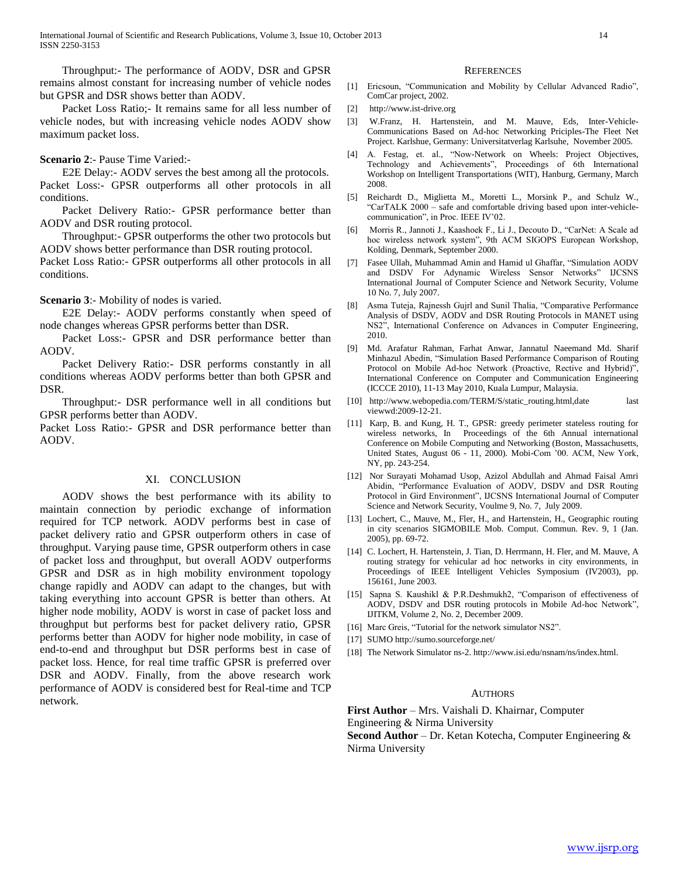Throughput:- The performance of AODV, DSR and GPSR remains almost constant for increasing number of vehicle nodes but GPSR and DSR shows better than AODV.

Packet Loss Ratio;- It remains same for all less number of vehicle nodes, but with increasing vehicle nodes AODV show maximum packet loss.

**Scenario 2**:- Pause Time Varied:-

E2E Delay:- AODV serves the best among all the protocols.

Packet Loss:- GPSR outperforms all other protocols in all conditions.

Packet Delivery Ratio:- GPSR performance better than AODV and DSR routing protocol.

Throughput:- GPSR outperforms the other two protocols but AODV shows better performance than DSR routing protocol.

Packet Loss Ratio:- GPSR outperforms all other protocols in all conditions.

**Scenario 3**:- Mobility of nodes is varied.

E2E Delay:- AODV performs constantly when speed of node changes whereas GPSR performs better than DSR.

Packet Loss:- GPSR and DSR performance better than AODV.

Packet Delivery Ratio:- DSR performs constantly in all conditions whereas AODV performs better than both GPSR and DSR.

Throughput:- DSR performance well in all conditions but GPSR performs better than AODV.

Packet Loss Ratio:- GPSR and DSR performance better than AODV.

## XI. CONCLUSION

AODV shows the best performance with its ability to maintain connection by periodic exchange of information required for TCP network. AODV performs best in case of packet delivery ratio and GPSR outperform others in case of throughput. Varying pause time, GPSR outperform others in case of packet loss and throughput, but overall AODV outperforms GPSR and DSR as in high mobility environment topology change rapidly and AODV can adapt to the changes, but with taking everything into account GPSR is better than others. At higher node mobility, AODV is worst in case of packet loss and throughput but performs best for packet delivery ratio, GPSR performs better than AODV for higher node mobility, in case of end-to-end and throughput but DSR performs best in case of packet loss. Hence, for real time traffic GPSR is preferred over DSR and AODV. Finally, from the above research work performance of AODV is considered best for Real-time and TCP network.

## REFERENCES

[1] Ericsoun, "Communication and Mobility by Cellular Advanced Radio", ComCar project, 2002.

[2] http://www.ist-drive.org

[3] W.Franz, H. Hartenstein, and M. Mauve, Eds, Inter-Vehicle-Communications Based on Ad-hoc Networking Priciples-The Fleet Net Project. Karlshue, Germany: Universitatverlag Karlsuhe, November 2005.

[4] A. Festag, et. al., "Now-Network on Wheels: Project Objectives, Technology and Achievements", Proceedings of 6th International Workshop on Intelligent Transportations (WIT), Hanburg, Germany, March 2008.

[5] Reichardt D., Miglietta M., Moretti L., Morsink P., and Schulz W., "CarTALK 2000 – safe and comfortable driving based upon inter-vehicle-communication", in Proc. IEEE IV'02.

[6] Morris R., Jannoti J., Kaashoek F., Li J., Decouto D., "CarNet: A Scale ad hoc wireless network system", 9th ACM SIGOPS European Workshop, Kolding, Denmark, September 2000.

[7] Fasee Ullah, Muhammad Amin and Hamid ul Ghaffar, "Simulation AODV and DSDV For Adynamic Wireless Sensor Networks" IJCSNS International Journal of Computer Science and Network Security, Volume 10 No. 7, July 2007.

[8] Asma Tuteja, Rajnessh Gujrl and Sunil Thalia, "Comparative Performance Analysis of DSDV, AODV and DSR Routing Protocols in MANET using NS2", International Conference on Advances in Computer Engineering, 2010.

[9] Md. Arafatur Rahman, Farhat Anwar, Jannatul Naeemand Md. Sharif Minhazul Abedin, "Simulation Based Performance Comparison of Routing Protocol on Mobile Ad-hoc Network (Proactive, Rective and Hybrid)", International Conference on Computer and Communication Engineering (ICCCE 2010), 11-13 May 2010, Kuala Lumpur, Malaysia.

[10] http://www.webopedia.com/TERM/S/static_routing.html,date last viewwd:2009-12-21.

[11] Karp, B. and Kung, H. T., GPSR: greedy perimeter stateless routing for wireless networks, In Proceedings of the 6th Annual international Conference on Mobile Computing and Networking (Boston, Massachusetts, United States, August 06 - 11, 2000). Mobi-Com '00. ACM, New York, NY, pp. 243-254.

[12] Nor Surayati Mohamad Usop, Azizol Abdullah and Ahmad Faisal Amri Abidin, "Performance Evaluation of AODV, DSDV and DSR Routing Protocol in Gird Environment", IJCSNS International Journal of Computer Science and Network Security, Voulme 9, No. 7, July 2009.

[13] Lochert, C., Mauve, M., Fler, H., and Hartenstein, H., Geographic routing in city scenarios SIGMOBILE Mob. Comput. Commun. Rev. 9, 1 (Jan. 2005), pp. 69-72.

[14] C. Lochert, H. Hartenstein, J. Tian, D. Herrmann, H. Fler, and M. Mauve, A routing strategy for vehicular ad hoc networks in city environments, in Proceedings of IEEE Intelligent Vehicles Symposium (IV2003), pp. 156161, June 2003.

[15] Sapna S. Kaushikl & P.R.Deshmukh2, "Comparison of effectiveness of AODV, DSDV and DSR routing protocols in Mobile Ad-hoc Network", IJITKM, Volume 2, No. 2, December 2009.

[16] Marc Greis, "Tutorial for the network simulator NS2".

[17] SUMO http://sumo.sourceforge.net/

[18] The Network Simulator ns-2. http://www.isi.edu/nsnam/ns/index.html.

## AUTHORS

**First Author** – Mrs. Vaishali D. Khairnar, Computer Engineering & Nirma University

**Second Author** – Dr. Ketan Kotecha, Computer Engineering & Nirma University